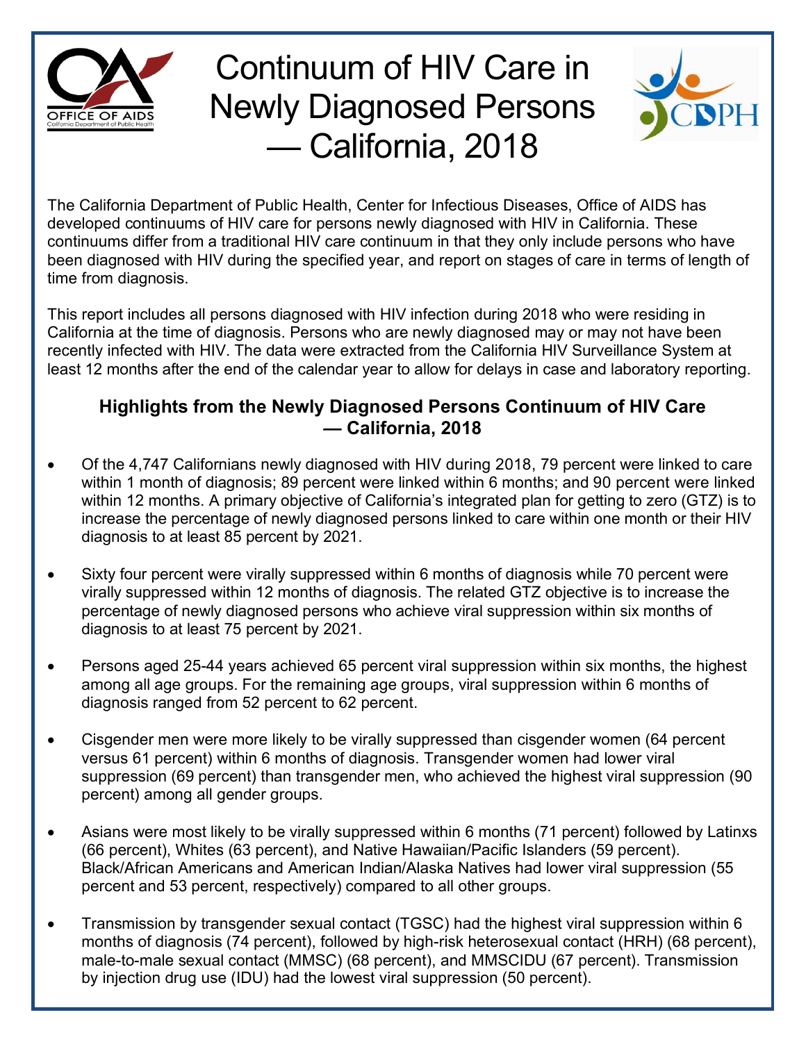# Continuum of HIV Care in Newly Diagnosed Persons — California, 2018

The California Department of Public Health, Center for Infectious Diseases, Office of AIDS has developed continuums of HIV care for persons newly diagnosed with HIV in California. These continuums differ from a traditional HIV care continuum in that they only include persons who have been diagnosed with HIV during the specified year, and report on stages of care in terms of length of time from diagnosis.

This report includes all persons diagnosed with HIV infection during 2018 who were residing in California at the time of diagnosis. Persons who are newly diagnosed may or may not have been recently infected with HIV. The data were extracted from the California HIV Surveillance System at least 12 months after the end of the calendar year to allow for delays in case and laboratory reporting.

### Highlights from the Newly Diagnosed Persons Continuum of HIV Care — California, 2018

- Of the 4,747 Californians newly diagnosed with HIV during 2018, 79 percent were linked to care within 1 month of diagnosis; 89 percent were linked within 6 months; and 90 percent were linked within 12 months. A primary objective of California's integrated plan for getting to zero (GTZ) is to increase the percentage of newly diagnosed persons linked to care within one month or their HIV diagnosis to at least 85 percent by 2021.
- Sixty four percent were virally suppressed within 6 months of diagnosis while 70 percent were virally suppressed within 12 months of diagnosis. The related GTZ objective is to increase the percentage of newly diagnosed persons who achieve viral suppression within six months of diagnosis to at least 75 percent by 2021.
- Persons aged 25-44 years achieved 65 percent viral suppression within six months, the highest among all age groups. For the remaining age groups, viral suppression within 6 months of diagnosis ranged from 52 percent to 62 percent.
- Cisgender men were more likely to be virally suppressed than cisgender women (64 percent versus 61 percent) within 6 months of diagnosis. Transgender women had lower viral suppression (69 percent) than transgender men, who achieved the highest viral suppression (90 percent) among all gender groups.
- Asians were most likely to be virally suppressed within 6 months (71 percent) followed by Latinxs (66 percent), Whites (63 percent), and Native Hawaiian/Pacific Islanders (59 percent). Black/African Americans and American Indian/Alaska Natives had lower viral suppression (55 percent and 53 percent, respectively) compared to all other groups.
- Transmission by transgender sexual contact (TGSC) had the highest viral suppression within 6 months of diagnosis (74 percent), followed by high-risk heterosexual contact (HRH) (68 percent), male-to-male sexual contact (MMSC) (68 percent), and MMSCIDU (67 percent). Transmission by injection drug use (IDU) had the lowest viral suppression (50 percent).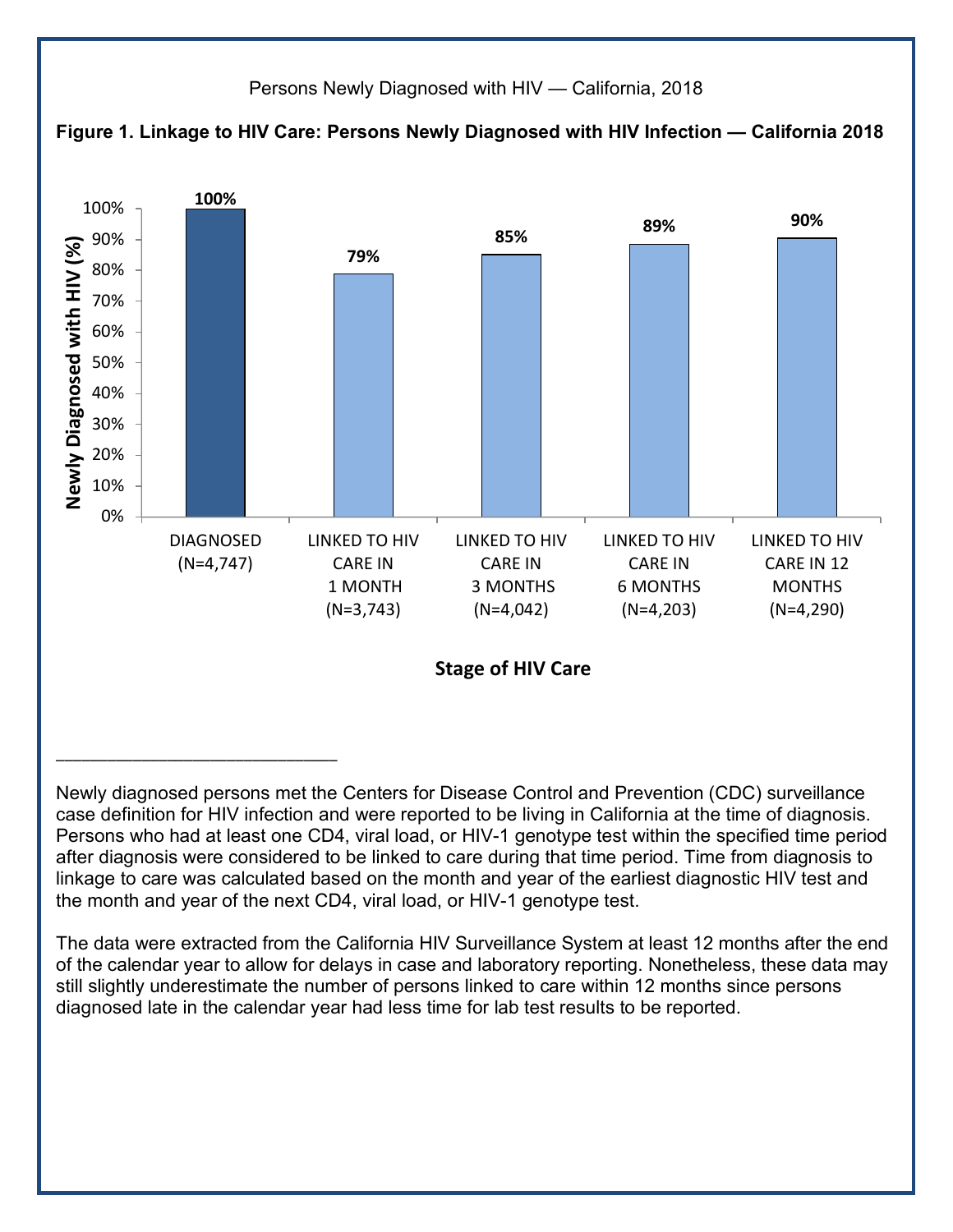Persons Newly Diagnosed with HIV — California, 2018

**Figure 1. Linkage to HIV Care: Persons Newly Diagnosed with HIV Infection — California 2018**

| Stage of HIV Care | Newly Diagnosed with HIV (%) |
|---|---|
| DIAGNOSED (N=4,747) | 100% |
| LINKED TO HIV CARE IN 1 MONTH (N=3,743) | 79% |
| LINKED TO HIV CARE IN 3 MONTHS (N=4,042) | 85% |
| LINKED TO HIV CARE IN 6 MONTHS (N=4,203) | 89% |
| LINKED TO HIV CARE IN 12 MONTHS (N=4,290) | 90% |

---

Newly diagnosed persons met the Centers for Disease Control and Prevention (CDC) surveillance case definition for HIV infection and were reported to be living in California at the time of diagnosis. Persons who had at least one CD4, viral load, or HIV-1 genotype test within the specified time period after diagnosis were considered to be linked to care during that time period. Time from diagnosis to linkage to care was calculated based on the month and year of the earliest diagnostic HIV test and the month and year of the next CD4, viral load, or HIV-1 genotype test.

The data were extracted from the California HIV Surveillance System at least 12 months after the end of the calendar year to allow for delays in case and laboratory reporting. Nonetheless, these data may still slightly underestimate the number of persons linked to care within 12 months since persons diagnosed late in the calendar year had less time for lab test results to be reported.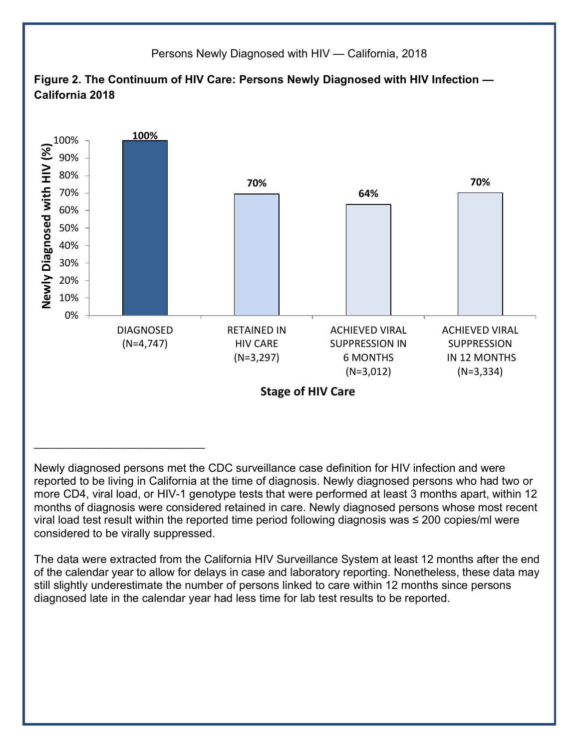**Figure 2. The Continuum of HIV Care: Persons Newly Diagnosed with HIV Infection — California 2018**

| Stage of HIV Care | Newly Diagnosed with HIV (%) |
|---|---|
| DIAGNOSED (N=4,747) | 100% |
| RETAINED IN HIV CARE (N=3,297) | 70% |
| ACHIEVED VIRAL SUPPRESSION IN 6 MONTHS (N=3,012) | 64% |
| ACHIEVED VIRAL SUPPRESSION IN 12 MONTHS (N=3,334) | 70% |

---

Newly diagnosed persons met the CDC surveillance case definition for HIV infection and were reported to be living in California at the time of diagnosis. Newly diagnosed persons who had two or more CD4, viral load, or HIV-1 genotype tests that were performed at least 3 months apart, within 12 months of diagnosis were considered retained in care. Newly diagnosed persons whose most recent viral load test result within the reported time period following diagnosis was ≤ 200 copies/ml were considered to be virally suppressed.

The data were extracted from the California HIV Surveillance System at least 12 months after the end of the calendar year to allow for delays in case and laboratory reporting. Nonetheless, these data may still slightly underestimate the number of persons linked to care within 12 months since persons diagnosed late in the calendar year had less time for lab test results to be reported.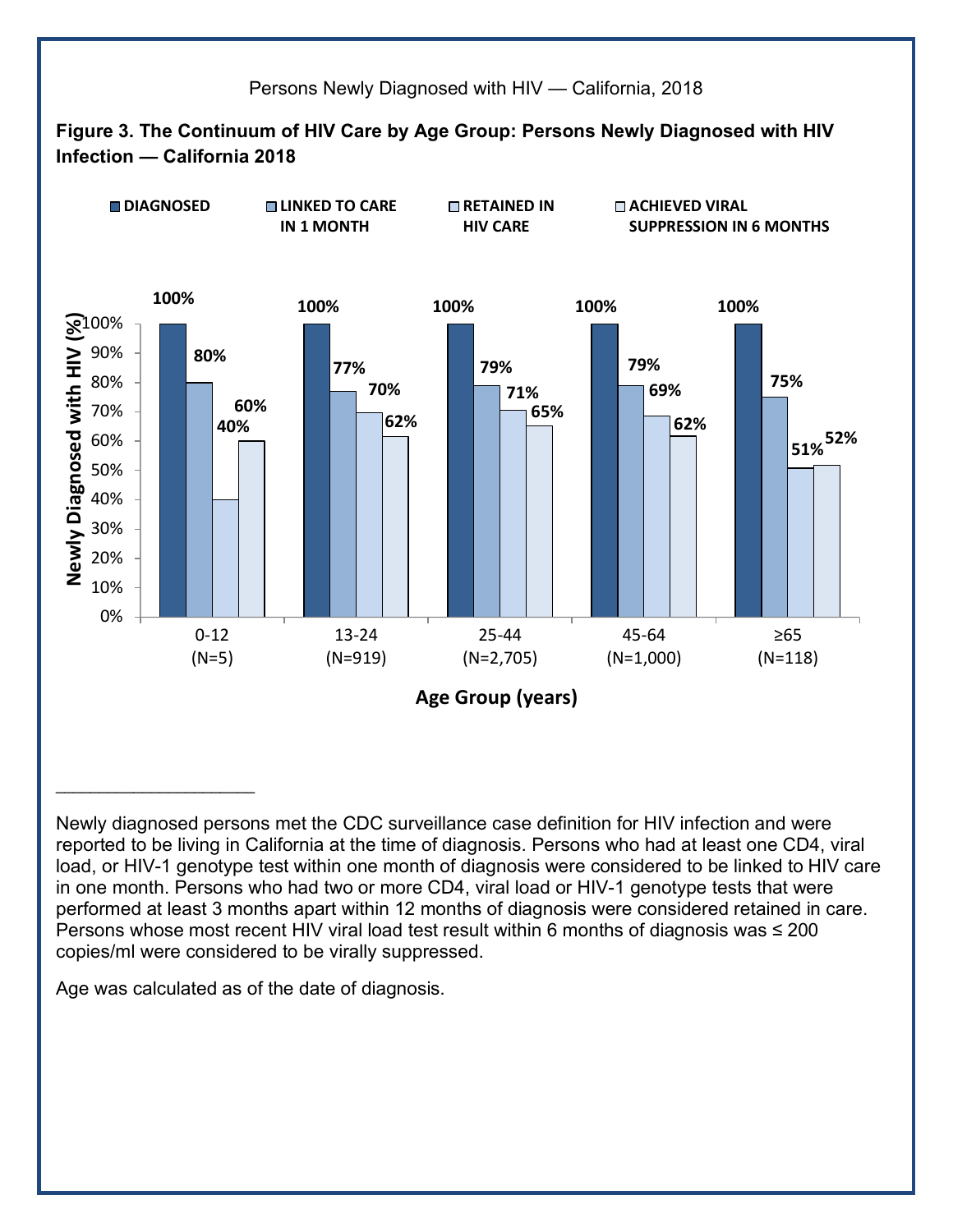Persons Newly Diagnosed with HIV — California, 2018

**Figure 3. The Continuum of HIV Care by Age Group: Persons Newly Diagnosed with HIV Infection — California 2018**

| Age Group (years) | Diagnosed | Linked to Care in 1 Month | Retained in HIV Care | Achieved Viral Suppression in 6 Months |
|---|---|---|---|---|
| 0-12 (N=5) | 100% | 80% | 40% | 60% |
| 13-24 (N=919) | 100% | 77% | 70% | 62% |
| 25-44 (N=2,705) | 100% | 79% | 71% | 65% |
| 45-64 (N=1,000) | 100% | 79% | 69% | 62% |
| ≥65 (N=118) | 100% | 75% | 51% | 52% |

---

Newly diagnosed persons met the CDC surveillance case definition for HIV infection and were reported to be living in California at the time of diagnosis. Persons who had at least one CD4, viral load, or HIV-1 genotype test within one month of diagnosis were considered to be linked to HIV care in one month. Persons who had two or more CD4, viral load or HIV-1 genotype tests that were performed at least 3 months apart within 12 months of diagnosis were considered retained in care. Persons whose most recent HIV viral load test result within 6 months of diagnosis was ≤ 200 copies/ml were considered to be virally suppressed.

Age was calculated as of the date of diagnosis.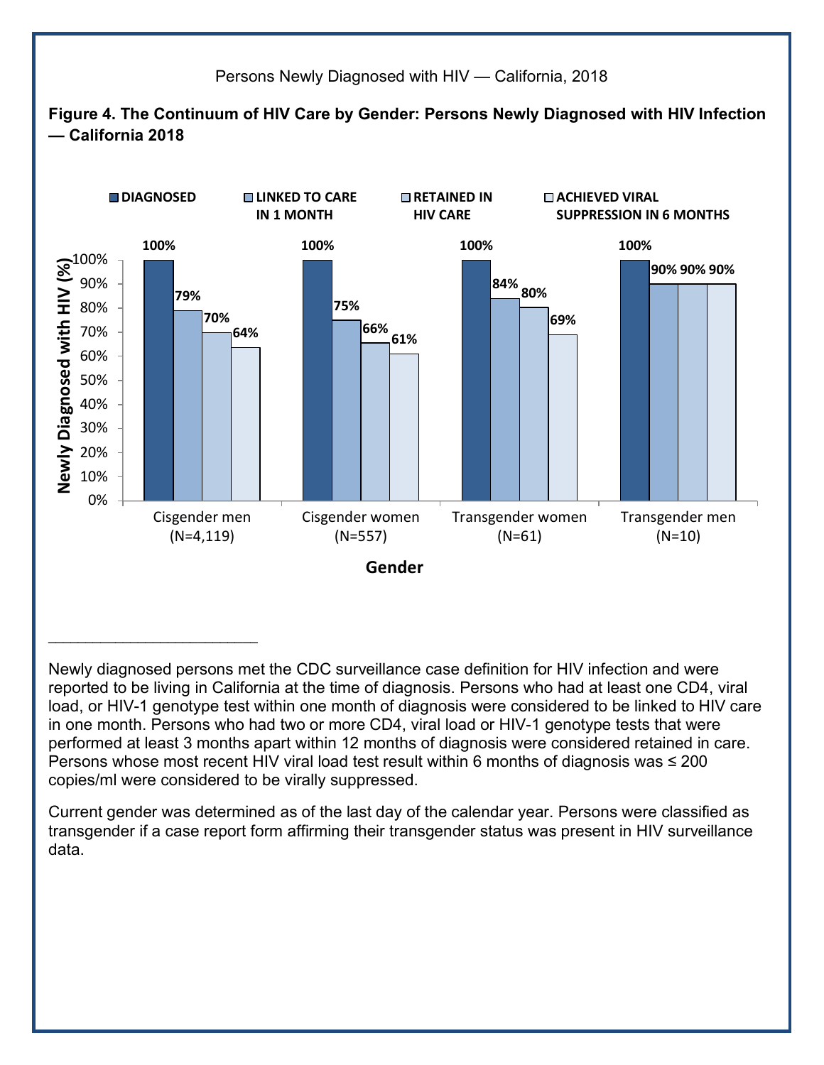## Figure 4. The Continuum of HIV Care by Gender: Persons Newly Diagnosed with HIV Infection — California 2018

| Gender | Diagnosed | Linked to care in 1 month | Retained in HIV care | Achieved viral suppression in 6 months |
|---|---|---|---|---|
| Cisgender men (N=4,119) | 100% | 79% | 70% | 64% |
| Cisgender women (N=557) | 100% | 75% | 66% | 61% |
| Transgender women (N=61) | 100% | 84% | 80% | 69% |
| Transgender men (N=10) | 100% | 90% | 90% | 90% |

Newly diagnosed persons met the CDC surveillance case definition for HIV infection and were reported to be living in California at the time of diagnosis. Persons who had at least one CD4, viral load, or HIV-1 genotype test within one month of diagnosis were considered to be linked to HIV care in one month. Persons who had two or more CD4, viral load or HIV-1 genotype tests that were performed at least 3 months apart within 12 months of diagnosis were considered retained in care. Persons whose most recent HIV viral load test result within 6 months of diagnosis was ≤ 200 copies/ml were considered to be virally suppressed.

Current gender was determined as of the last day of the calendar year. Persons were classified as transgender if a case report form affirming their transgender status was present in HIV surveillance data.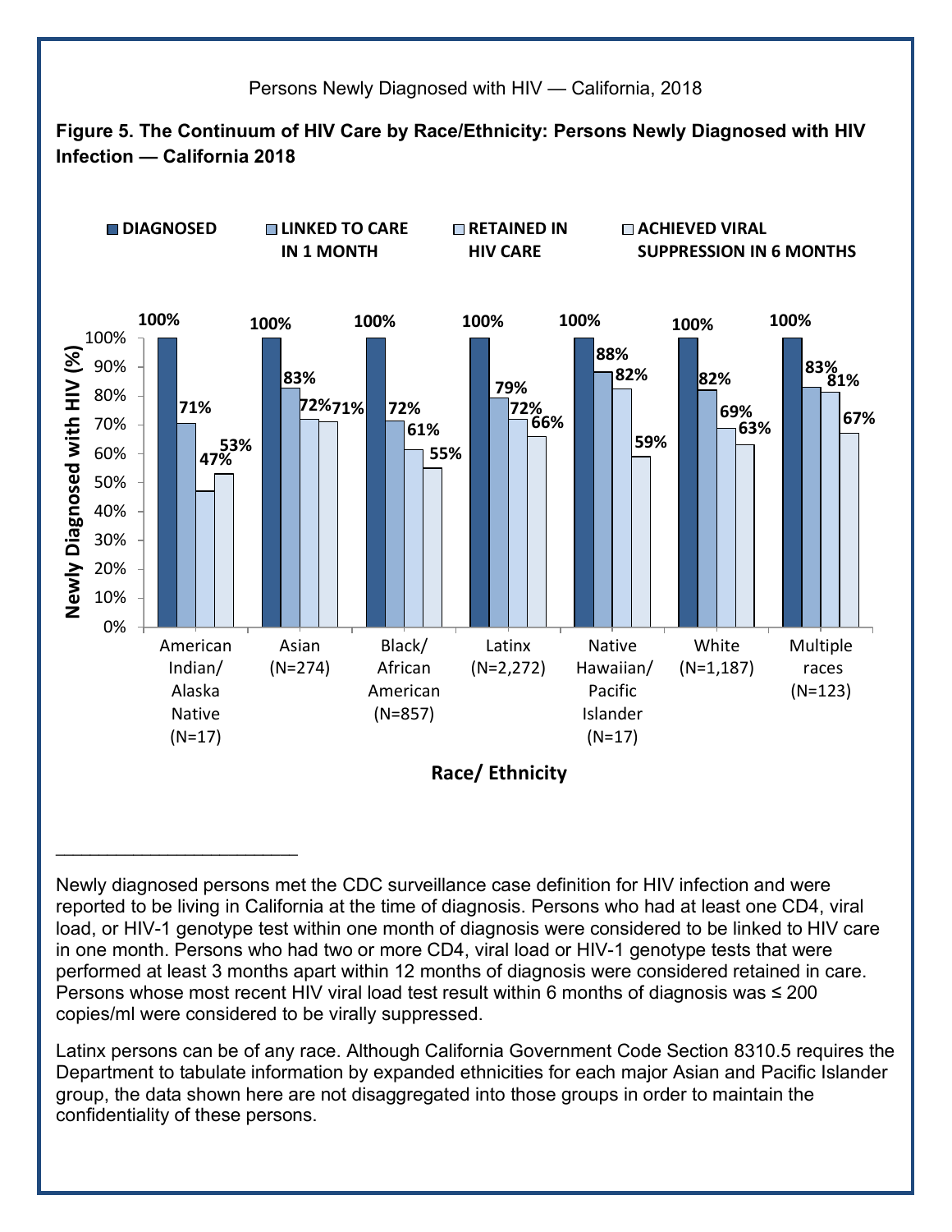Persons Newly Diagnosed with HIV — California, 2018

**Figure 5. The Continuum of HIV Care by Race/Ethnicity: Persons Newly Diagnosed with HIV Infection — California 2018**

| Race/ Ethnicity | DIAGNOSED | LINKED TO CARE IN 1 MONTH | RETAINED IN HIV CARE | ACHIEVED VIRAL SUPPRESSION IN 6 MONTHS |
|---|---|---|---|---|
| American Indian/ Alaska Native (N=17) | 100% | 71% | 47% | 53% |
| Asian (N=274) | 100% | 83% | 72% | 71% |
| Black/ African American (N=857) | 100% | 72% | 61% | 55% |
| Latinx (N=2,272) | 100% | 79% | 72% | 66% |
| Native Hawaiian/ Pacific Islander (N=17) | 100% | 88% | 82% | 59% |
| White (N=1,187) | 100% | 82% | 69% | 63% |
| Multiple races (N=123) | 100% | 83% | 81% | 67% |

Newly diagnosed persons met the CDC surveillance case definition for HIV infection and were reported to be living in California at the time of diagnosis. Persons who had at least one CD4, viral load, or HIV-1 genotype test within one month of diagnosis were considered to be linked to HIV care in one month. Persons who had two or more CD4, viral load or HIV-1 genotype tests that were performed at least 3 months apart within 12 months of diagnosis were considered retained in care. Persons whose most recent HIV viral load test result within 6 months of diagnosis was ≤ 200 copies/ml were considered to be virally suppressed.

Latinx persons can be of any race. Although California Government Code Section 8310.5 requires the Department to tabulate information by expanded ethnicities for each major Asian and Pacific Islander group, the data shown here are not disaggregated into those groups in order to maintain the confidentiality of these persons.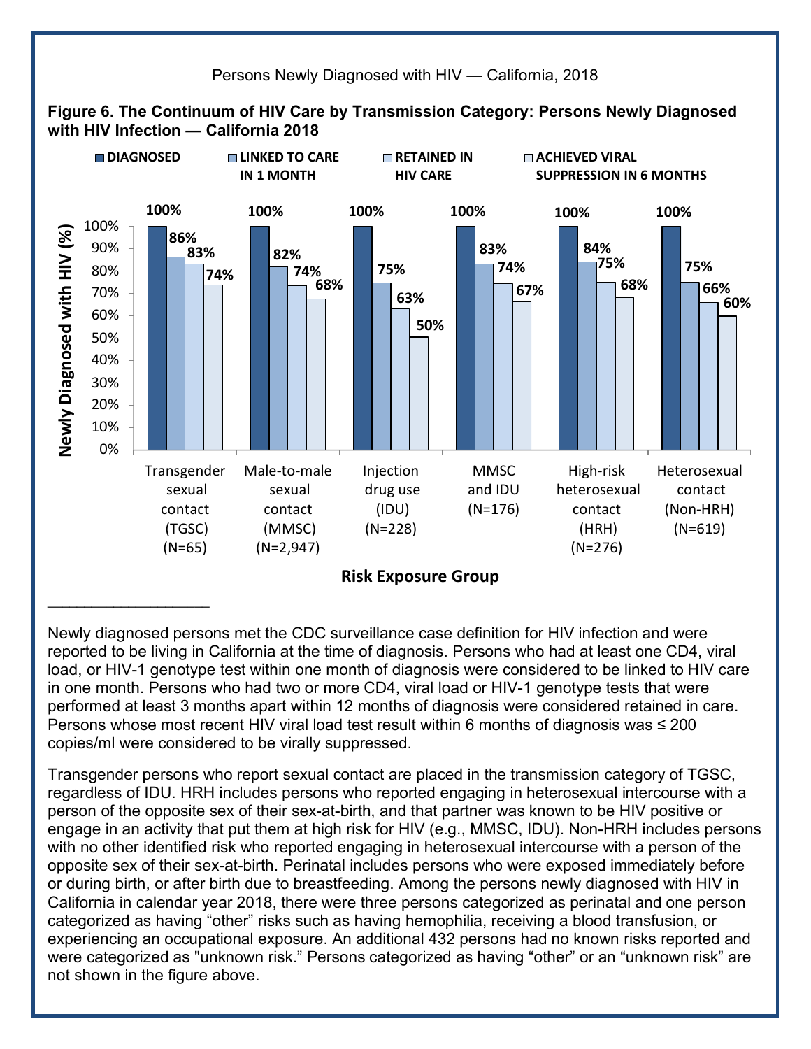Persons Newly Diagnosed with HIV — California, 2018

**Figure 6. The Continuum of HIV Care by Transmission Category: Persons Newly Diagnosed with HIV Infection — California 2018**

DIAGNOSED
LINKED TO CARE IN 1 MONTH
RETAINED IN HIV CARE
ACHIEVED VIRAL SUPPRESSION IN 6 MONTHS

Newly Diagnosed with HIV (%)

100%
90%
80%
70%
60%
50%
40%
30%
20%
10%
0%

Transgender sexual contact (TGSC) (N=65): 100%, 86%, 83%, 74%

Male-to-male sexual contact (MMSC) (N=2,947): 100%, 82%, 74%, 68%

Injection drug use (IDU) (N=228): 100%, 75%, 63%, 50%

MMSC and IDU (N=176): 100%, 83%, 74%, 67%

High-risk heterosexual contact (HRH) (N=276): 100%, 84%, 75%, 68%

Heterosexual contact (Non-HRH) (N=619): 100%, 75%, 66%, 60%

Risk Exposure Group

---

Newly diagnosed persons met the CDC surveillance case definition for HIV infection and were reported to be living in California at the time of diagnosis. Persons who had at least one CD4, viral load, or HIV-1 genotype test within one month of diagnosis were considered to be linked to HIV care in one month. Persons who had two or more CD4, viral load or HIV-1 genotype tests that were performed at least 3 months apart within 12 months of diagnosis were considered retained in care. Persons whose most recent HIV viral load test result within 6 months of diagnosis was ≤ 200 copies/ml were considered to be virally suppressed.

Transgender persons who report sexual contact are placed in the transmission category of TGSC, regardless of IDU. HRH includes persons who reported engaging in heterosexual intercourse with a person of the opposite sex of their sex-at-birth, and that partner was known to be HIV positive or engage in an activity that put them at high risk for HIV (e.g., MMSC, IDU). Non-HRH includes persons with no other identified risk who reported engaging in heterosexual intercourse with a person of the opposite sex of their sex-at-birth. Perinatal includes persons who were exposed immediately before or during birth, or after birth due to breastfeeding. Among the persons newly diagnosed with HIV in California in calendar year 2018, there were three persons categorized as perinatal and one person categorized as having "other" risks such as having hemophilia, receiving a blood transfusion, or experiencing an occupational exposure. An additional 432 persons had no known risks reported and were categorized as "unknown risk." Persons categorized as having "other" or an "unknown risk" are not shown in the figure above.